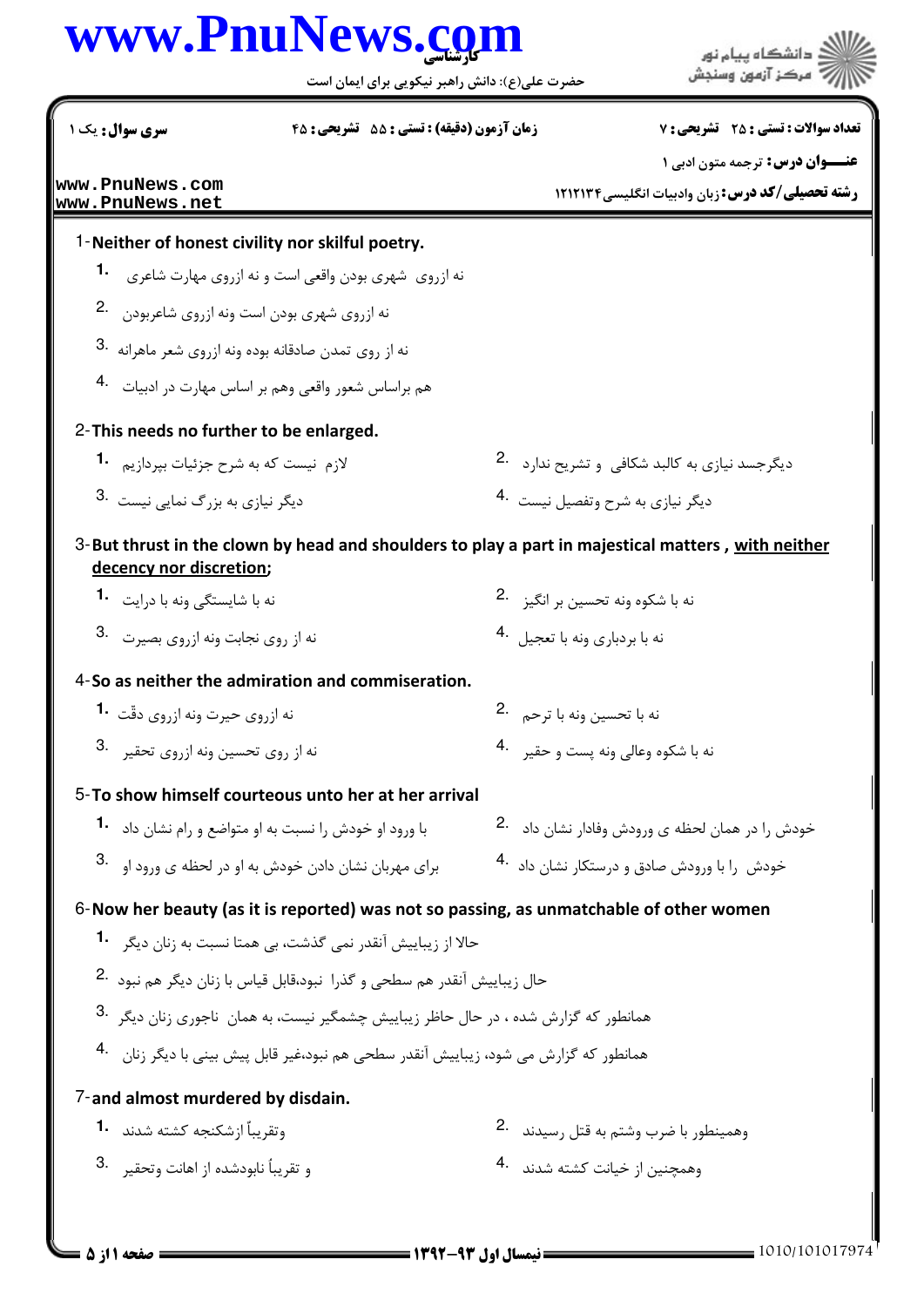سری سوال: یک ۱ | زمان آزمون (دقیقه) : تستی : ۵۵ تشریحی : ۴۵ | تعداد سوالات : تستی : ۲۵ تشریحی : ۷

**عنـــوان درس:** ترجمه متون ادبی ۱

**رشته تحصیلی/کد درس:** زبان وادبیات انگلیسی ۱۲۱۲۱۳۴

1-**Neither of honest civility nor skilful poetry.**

1. نه ازروی شهری بودن واقعی است و نه ازروی مهارت شاعری
2. نه ازروی شهری بودن است ونه ازروی شاعربودن
3. نه از روی تمدن صادقانه بوده ونه ازروی شعر ماهرانه
4. هم براساس شعور واقعی وهم بر اساس مهارت در ادبیات

2-**This needs no further to be enlarged.**

1. لازم نیست که به شرح جزئیات بپردازیم
2. دیگرجسد نیازی به کالبد شکافی و تشریح ندارد
3. دیگر نیازی به بزرگ نمایی نیست
4. دیگر نیازی به شرح وتفصیل نیست

3-**But thrust in the clown by head and shoulders to play a part in majestical matters , <u>with neither decency nor discretion;</u>**

1. نه با شایستگی ونه با درایت
2. نه با شکوه ونه تحسین بر انگیز
3. نه از روی نجابت ونه ازروی بصیرت
4. نه با بردباری ونه با تعجیل

4-**So as neither the admiration and commiseration.**

1. نه ازروی حیرت ونه ازروی دقّت
2. نه با تحسین ونه با ترحم
3. نه از روی تحسین ونه ازروی تحقیر
4. نه با شکوه وعالی ونه پست و حقیر

5-**To show himself courteous unto her at her arrival**

1. با ورود او خودش را نسبت به او متواضع و رام نشان داد
2. خودش را در همان لحظه ی ورودش وفادار نشان داد
3. برای مهربان نشان دادن خودش به او در لحظه ی ورود او
4. خودش را با ورودش صادق و درستکار نشان داد

6-**Now her beauty (as it is reported) was not so passing, as unmatchable of other women**

1. حالا از زیباییش آنقدر نمی گذشت، بی همتا نسبت به زنان دیگر
2. حال زیباییش آنقدر هم سطحی و گذرا نبود،قابل قیاس با زنان دیگر هم نبود
3. همانطور که گزارش شده ، در حال حاظر زیباییش چشمگیر نیست، به همان ناجوری زنان دیگر
4. همانطور که گزارش می شود، زیباییش آنقدر سطحی هم نبود،غیر قابل پیش بینی با دیگر زنان

7-**and almost murdered by disdain.**

1. وتقریباً ازشکنجه کشته شدند
2. وهمینطور با ضرب وشتم به قتل رسیدند
3. و تقریباً نابودشده از اهانت وتحقیر
4. وهمچنین از خیانت کشته شدند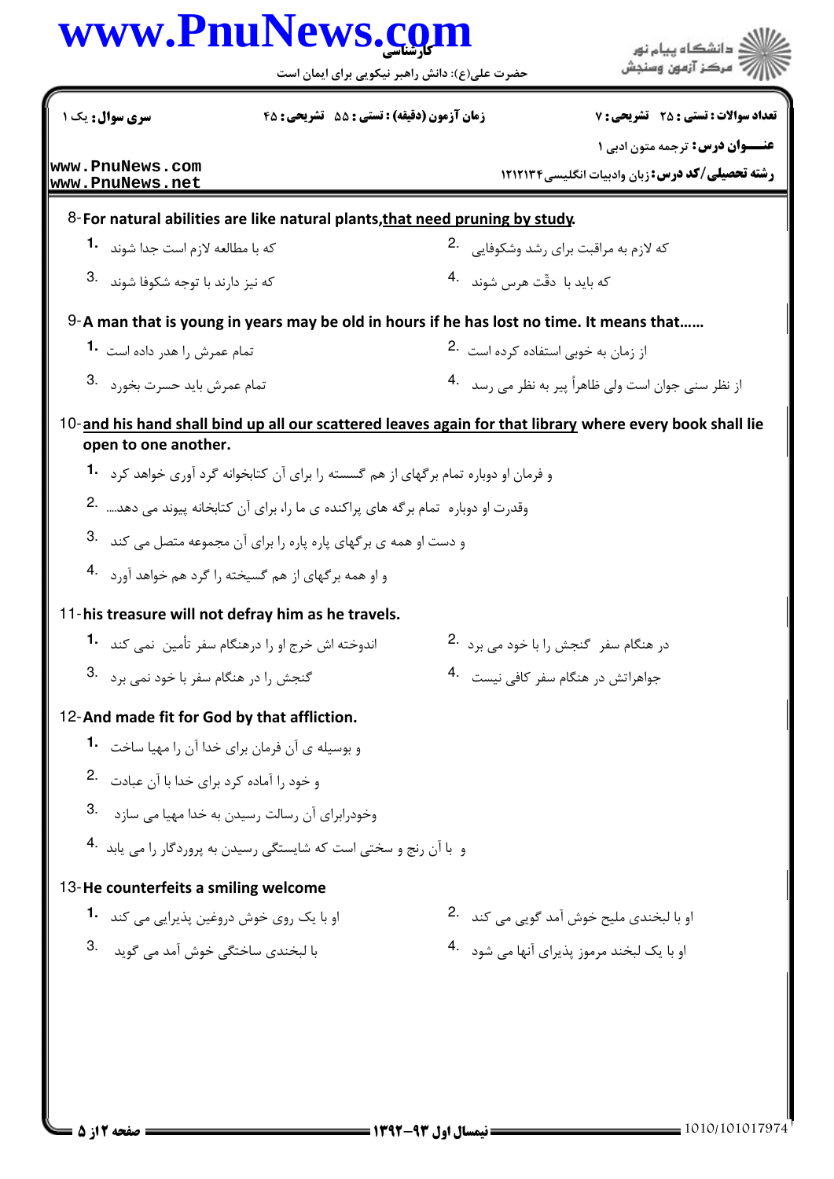سری سوال: یک ۱ | زمان آزمون (دقیقه) : تستی : ۵۵ تشریحی : ۴۵ | تعداد سوالات : تستی : ۲۵ تشریحی : ۷

**عنـــوان درس:** ترجمه متون ادبی ۱

**رشته تحصیلی/کد درس:** زبان وادبیات انگلیسی ۱۲۱۲۱۳۴

8-**For natural abilities are like natural plants,that need pruning by study.**

1. که با مطالعه لازم است جدا شوند
2. که لازم به مراقبت برای رشد وشکوفایی
3. که نیز دارند با توجه شکوفا شوند
4. که باید با دقّت هرس شوند

9-**A man that is young in years may be old in hours if he has lost no time. It means that......**

1. تمام عمرش را هدر داده است
2. از زمان به خوبی استفاده کرده است
3. تمام عمرش باید حسرت بخورد
4. از نظر سنی جوان است ولی ظاهراً پیر به نظر می رسد

10-**and his hand shall bind up all our scattered leaves again for that library where every book shall lie open to one another.**

1. و فرمان او دوباره تمام برگهای از هم گسسته را برای آن کتابخوانه گرد آوری خواهد کرد
2. وقدرت او دوباره تمام برگه های پراکنده ی ما را، برای آن کتابخانه پیوند می دهد....
3. و دست او همه ی برگهای پاره پاره را برای آن مجموعه متصل می کند
4. و او همه برگهای از هم گسیخته را گرد هم خواهد آورد

11-**his treasure will not defray him as he travels.**

1. اندوخته اش خرج او را درهنگام سفر تأمین نمی کند
2. در هنگام سفر گنجش را با خود می برد
3. گنجش را در هنگام سفر با خود نمی برد
4. جواهراتش در هنگام سفر کافی نیست

12-**And made fit for God by that affliction.**

1. و بوسیله ی آن فرمان برای خدا آن را مهیا ساخت
2. و خود را آماده کرد برای خدا با آن عبادت
3. وخودرابرای آن رسالت رسیدن به خدا مهیا می سازد
4. و با آن رنج و سختی است که شایستگی رسیدن به پروردگار را می یابد

13-**He counterfeits a smiling welcome**

1. او با یک روی خوش دروغین پذیرایی می کند
2. او با لبخندی ملیح خوش آمد گویی می کند
3. با لبخندی ساختگی خوش آمد می گوید
4. او با یک لبخند مرموز پذیرای آنها می شود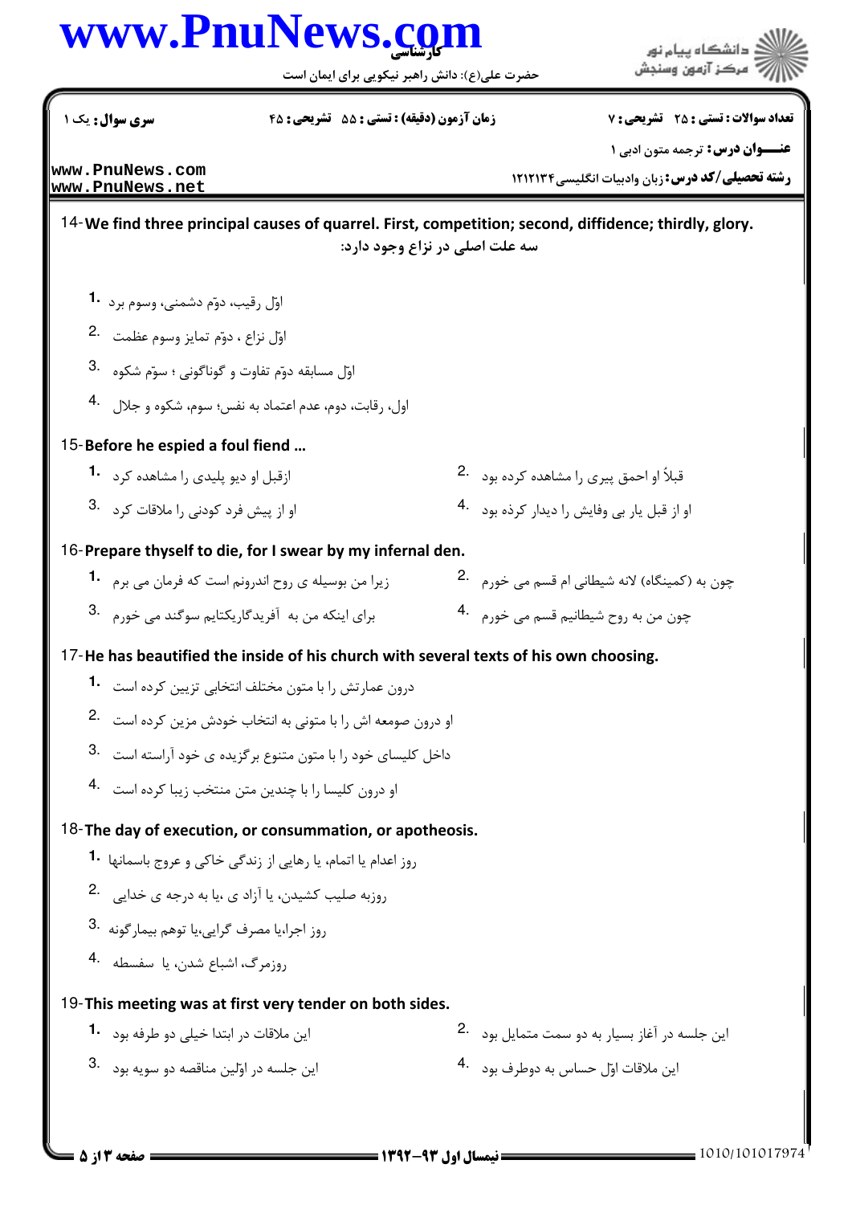14-**We find three principal causes of quarrel. First, competition; second, diffidence; thirdly, glory.**

سه علت اصلی در نزاع وجود دارد:

1. اوّل رقیب، دوّم دشمنی، وسوم برد
2. اوّل نزاع ، دوّم تمایز وسوم عظمت
3. اوّل مسابقه دوّم تفاوت و گوناگونی ؛ سوّم شکوه
4. اول، رقابت، دوم، عدم اعتماد به نفس؛ سوم، شکوه و جلال

15-**Before he espied a foul fiend …**

1. ازقبل او دیو پلیدی را مشاهده کرد
2. قبلاً او احمق پیری را مشاهده کرده بود
3. او از پیش فرد کودنی را ملاقات کرد
4. او از قبل یار بی وفایش را دیدار کرده بود

16-**Prepare thyself to die, for I swear by my infernal den.**

1. زیرا من بوسیله ی روح اندرونم است که فرمان می برم
2. چون به (کمینگاه) لانه شیطانی ام قسم می خورم
3. برای اینکه من به آفریدگاریکتایم سوگند می خورم
4. چون من به روح شیطانیم قسم می خورم

17-**He has beautified the inside of his church with several texts of his own choosing.**

1. درون عمارتش را با متون مختلف انتخابی تزیین کرده است
2. او درون صومعه اش را با متونی به انتخاب خودش مزین کرده است
3. داخل کلیسای خود را با متون متنوع برگزیده ی خود آراسته است
4. او درون کلیسا را با چندین متن منتخب زیبا کرده است

18-**The day of execution, or consummation, or apotheosis.**

1. روز اعدام یا اتمام، یا رهایی از زندگی خاکی و عروج باسمانها
2. روزبه صلیب کشیدن، یا آزاد ی ،یا به درجه ی خدایی
3. روز اجرا،یا مصرف گرایی،یا توهم بیمارگونه
4. روزمرگ، اشباع شدن، یا سفسطه

19-**This meeting was at first very tender on both sides.**

1. این ملاقات در ابتدا خیلی دو طرفه بود
2. این جلسه در آغاز بسیار به دو سمت متمایل بود
3. این جلسه در اوّلین مناقصه دو سویه بود
4. این ملاقات اوّل حساس به دوطرف بود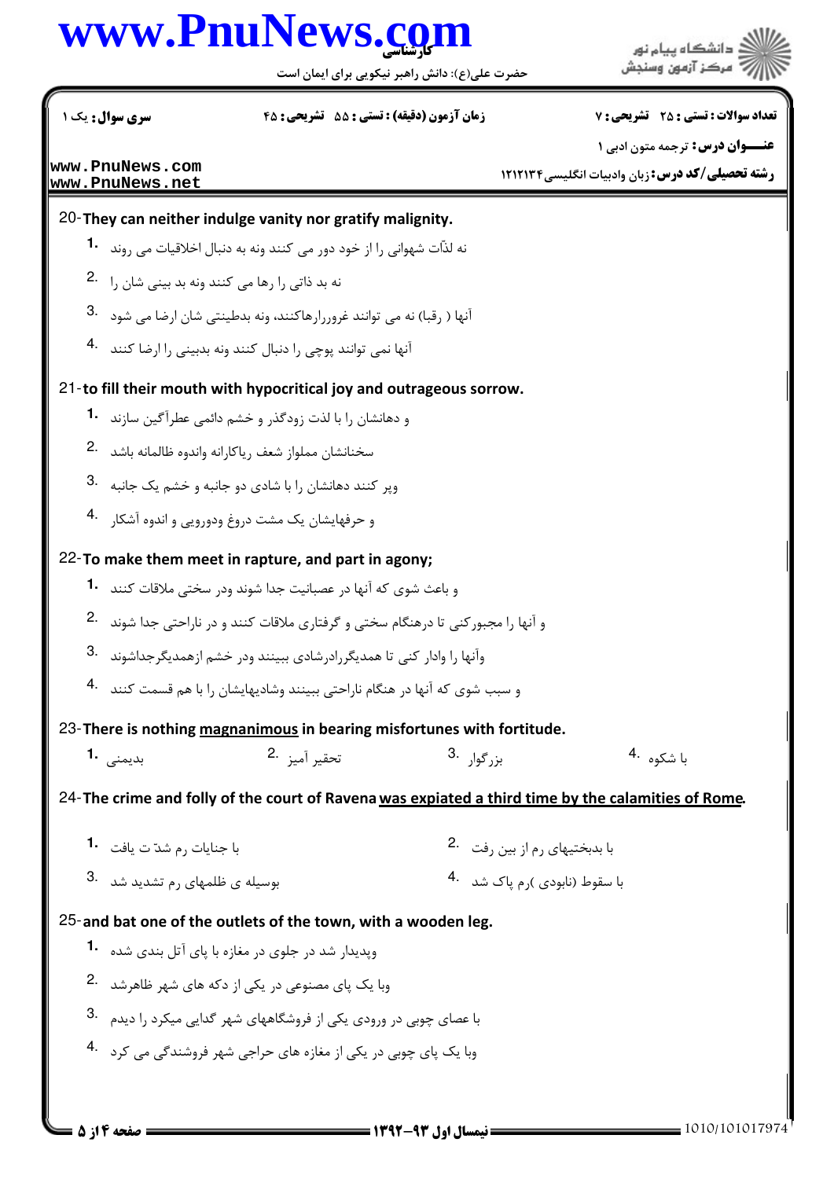20- **They can neither indulge vanity nor gratify malignity.**

1. نه لذّات شهوانی را از خود دور می کنند ونه به دنبال اخلاقیات می روند
2. نه بد ذاتی را رها می کنند ونه بد بینی شان را
3. آنها ( رقبا) نه می توانند غروررارهاکنند، ونه بدطینتی شان ارضا می شود
4. آنها نمی توانند پوچی را دنبال کنند ونه بدبینی را ارضا کنند

21- **to fill their mouth with hypocritical joy and outrageous sorrow.**

1. و دهانشان را با لذت زودگذر و خشم دائمی عطرآگین سازند
2. سخنانشان مملواز شعف ریاکارانه واندوه ظالمانه باشد
3. وپر کنند دهانشان را با شادی دو جانبه و خشم یک جانبه
4. و حرفهایشان یک مشت دروغ ودورویی و اندوه آشکار

22- **To make them meet in rapture, and part in agony;**

1. و باعث شوی که آنها در عصبانیت جدا شوند ودر سختی ملاقات کنند
2. و آنها را مجبورکنی تا درهنگام سختی و گرفتاری ملاقات کنند و در ناراحتی جدا شوند
3. وآنها را وادار کنی تا همدیگررادرشادی ببینند ودر خشم ازهمدیگرجداشوند
4. و سبب شوی که آنها در هنگام ناراحتی ببینند وشادیهایشان را با هم قسمت کنند

23- **There is nothing <u>magnanimous</u> in bearing misfortunes with fortitude.**

1. بدیمنی
2. تحقیر آمیز
3. بزرگوار
4. با شکوه

24- **The crime and folly of the court of Ravena <u>was expiated a third time by the calamities of Rome</u>.**

1. با جنایات رم شدّت یافت
2. با بدبختیهای رم از بین رفت
3. بوسیله ی ظلمهای رم تشدید شد
4. با سقوط (نابودی )رم پاک شد

25- **and bat one of the outlets of the town, with a wooden leg.**

1. وپدیدار شد در جلوی در مغازه با پای آتل بندی شده
2. وبا یک پای مصنوعی در یکی از دکه های شهر ظاهرشد
3. با عصای چوبی در ورودی یکی از فروشگاههای شهر گدایی میکرد را دیدم
4. وبا یک پای چوبی در یکی از مغازه های حراجی شهر فروشندگی می کرد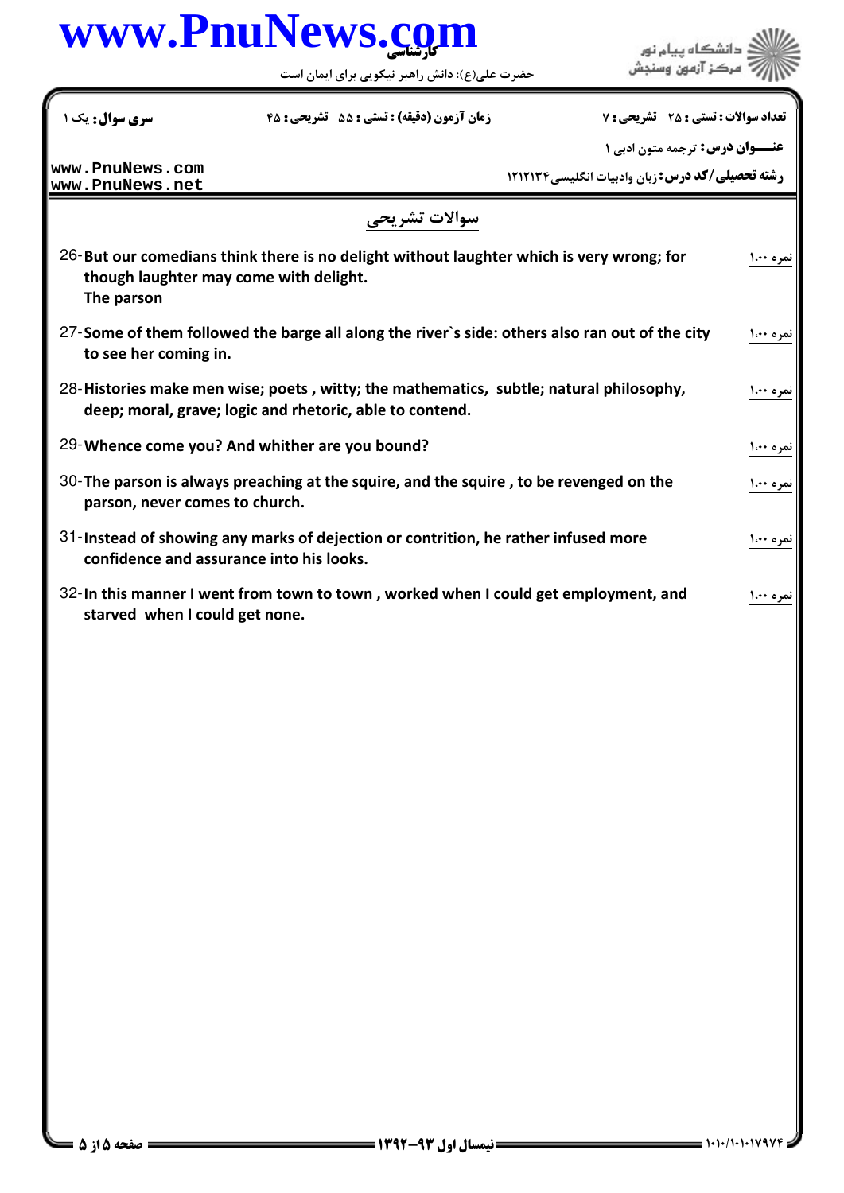## سوالات تشریحی

26- But our comedians think there is no delight without laughter which is very wrong; for though laughter may come with delight.
The parson
نمره ۱.۰۰

27- Some of them followed the barge all along the river`s side: others also ran out of the city to see her coming in.
نمره ۱.۰۰

28- Histories make men wise; poets , witty; the mathematics, subtle; natural philosophy, deep; moral, grave; logic and rhetoric, able to contend.
نمره ۱.۰۰

29- Whence come you? And whither are you bound?
نمره ۱.۰۰

30- The parson is always preaching at the squire, and the squire , to be revenged on the parson, never comes to church.
نمره ۱.۰۰

31- Instead of showing any marks of dejection or contrition, he rather infused more confidence and assurance into his looks.
نمره ۱.۰۰

32- In this manner I went from town to town , worked when I could get employment, and starved when I could get none.
نمره ۱.۰۰